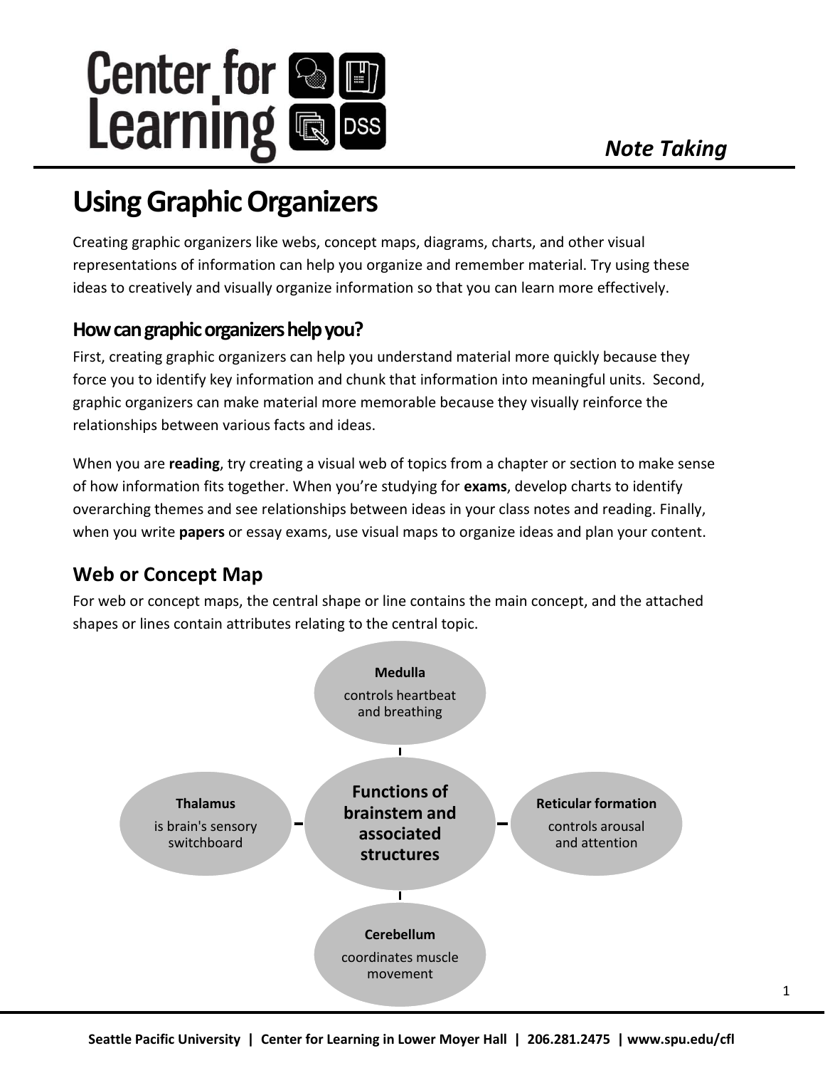*Note Taking*

# Using Graphic Organizers

Creating graphic organizers like webs, concept maps, diagrams, charts, and other visual representations of information can help you organize and remember material. Try using these ideas to creatively and visually organize information so that you can learn more effectively.

## How can graphic organizers help you?

First, creating graphic organizers can help you understand material more quickly because they force you to identify key information and chunk that information into meaningful units. Second, graphic organizers can make material more memorable because they visually reinforce the relationships between various facts and ideas.

When you are **reading**, try creating a visual web of topics from a chapter or section to make sense of how information fits together. When you're studying for **exams**, develop charts to identify overarching themes and see relationships between ideas in your class notes and reading. Finally, when you write **papers** or essay exams, use visual maps to organize ideas and plan your content.

## Web or Concept Map

For web or concept maps, the central shape or line contains the main concept, and the attached shapes or lines contain attributes relating to the central topic.

**Functions of brainstem and associated structures**

- **Medulla** controls heartbeat and breathing
- **Thalamus** is brain's sensory switchboard
- **Reticular formation** controls arousal and attention
- **Cerebellum** coordinates muscle movement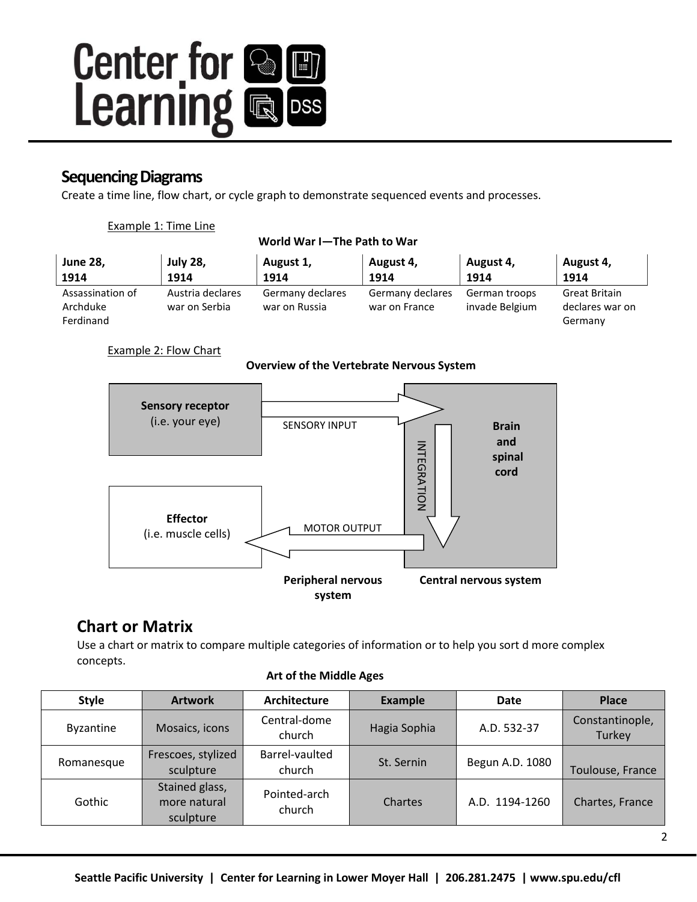## Sequencing Diagrams

Create a time line, flow chart, or cycle graph to demonstrate sequenced events and processes.

Example 1: Time Line

**World War I—The Path to War**

| June 28, 1914 | July 28, 1914 | August 1, 1914 | August 4, 1914 | August 4, 1914 | August 4, 1914 |
| --- | --- | --- | --- | --- | --- |
| Assassination of Archduke Ferdinand | Austria declares war on Serbia | Germany declares war on Russia | Germany declares war on France | German troops invade Belgium | Great Britain declares war on Germany |

Example 2: Flow Chart

**Overview of the Vertebrate Nervous System**

**Sensory receptor** (i.e. your eye)

SENSORY INPUT

**Brain and spinal cord**

INTEGRATION

**Effector** (i.e. muscle cells)

MOTOR OUTPUT

**Peripheral nervous system**

**Central nervous system**

## Chart or Matrix

Use a chart or matrix to compare multiple categories of information or to help you sort d more complex concepts.

**Art of the Middle Ages**

| Style | Artwork | Architecture | Example | Date | Place |
| --- | --- | --- | --- | --- | --- |
| Byzantine | Mosaics, icons | Central-dome church | Hagia Sophia | A.D. 532-37 | Constantinople, Turkey |
| Romanesque | Frescoes, stylized sculpture | Barrel-vaulted church | St. Sernin | Begun A.D. 1080 | Toulouse, France |
| Gothic | Stained glass, more natural sculpture | Pointed-arch church | Chartes | A.D. 1194-1260 | Chartes, France |